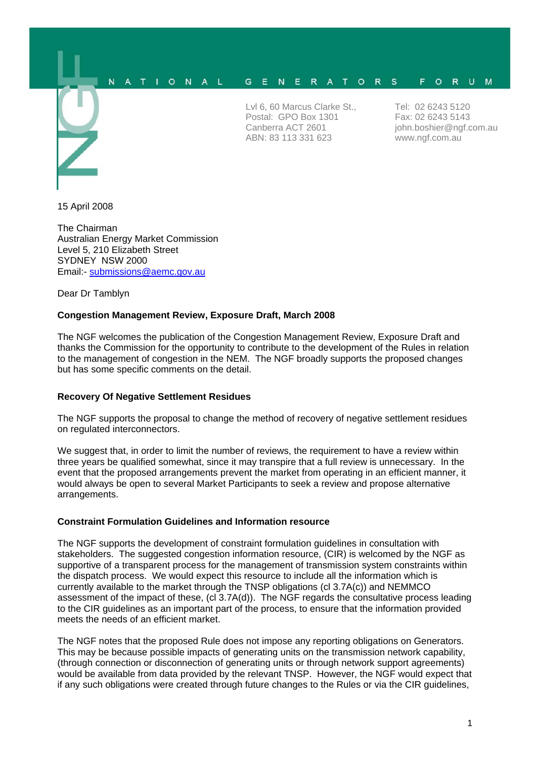NATIONAL GENERATORS FORUM

Lvl 6, 60 Marcus Clarke St.,
Postal: GPO Box 1301
Canberra ACT 2601
ABN: 83 113 331 623

Tel: 02 6243 5120
Fax: 02 6243 5143
john.boshier@ngf.com.au
www.ngf.com.au

15 April 2008

The Chairman
Australian Energy Market Commission
Level 5, 210 Elizabeth Street
SYDNEY NSW 2000
Email:- submissions@aemc.gov.au

Dear Dr Tamblyn

**Congestion Management Review, Exposure Draft, March 2008**

The NGF welcomes the publication of the Congestion Management Review, Exposure Draft and thanks the Commission for the opportunity to contribute to the development of the Rules in relation to the management of congestion in the NEM. The NGF broadly supports the proposed changes but has some specific comments on the detail.

**Recovery Of Negative Settlement Residues**

The NGF supports the proposal to change the method of recovery of negative settlement residues on regulated interconnectors.

We suggest that, in order to limit the number of reviews, the requirement to have a review within three years be qualified somewhat, since it may transpire that a full review is unnecessary. In the event that the proposed arrangements prevent the market from operating in an efficient manner, it would always be open to several Market Participants to seek a review and propose alternative arrangements.

**Constraint Formulation Guidelines and Information resource**

The NGF supports the development of constraint formulation guidelines in consultation with stakeholders. The suggested congestion information resource, (CIR) is welcomed by the NGF as supportive of a transparent process for the management of transmission system constraints within the dispatch process. We would expect this resource to include all the information which is currently available to the market through the TNSP obligations (cl 3.7A(c)) and NEMMCO assessment of the impact of these, (cl 3.7A(d)). The NGF regards the consultative process leading to the CIR guidelines as an important part of the process, to ensure that the information provided meets the needs of an efficient market.

The NGF notes that the proposed Rule does not impose any reporting obligations on Generators. This may be because possible impacts of generating units on the transmission network capability, (through connection or disconnection of generating units or through network support agreements) would be available from data provided by the relevant TNSP. However, the NGF would expect that if any such obligations were created through future changes to the Rules or via the CIR guidelines,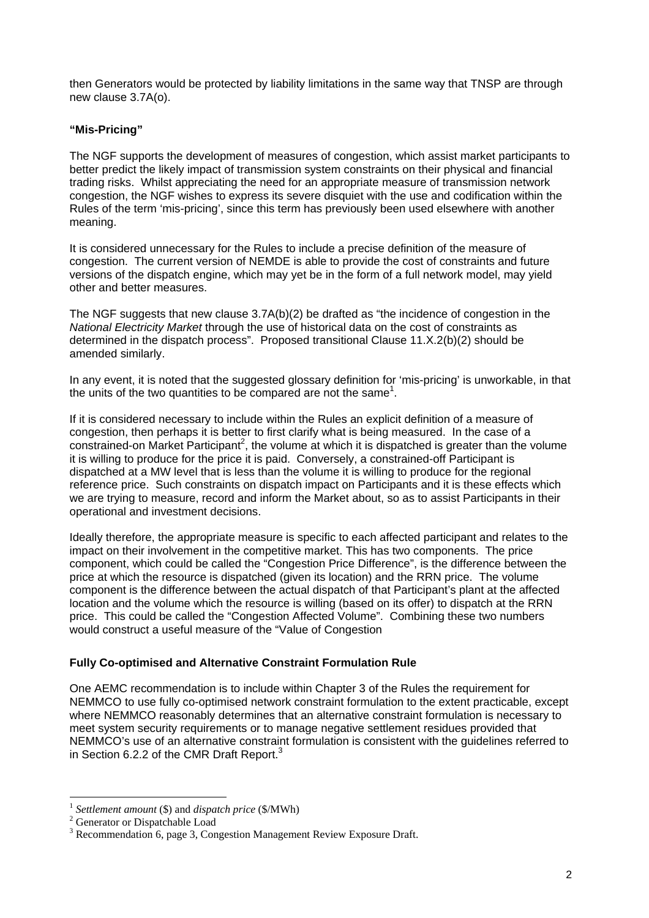then Generators would be protected by liability limitations in the same way that TNSP are through new clause 3.7A(o).

### **"Mis-Pricing"**

The NGF supports the development of measures of congestion, which assist market participants to better predict the likely impact of transmission system constraints on their physical and financial trading risks. Whilst appreciating the need for an appropriate measure of transmission network congestion, the NGF wishes to express its severe disquiet with the use and codification within the Rules of the term 'mis-pricing', since this term has previously been used elsewhere with another meaning.

It is considered unnecessary for the Rules to include a precise definition of the measure of congestion. The current version of NEMDE is able to provide the cost of constraints and future versions of the dispatch engine, which may yet be in the form of a full network model, may yield other and better measures.

The NGF suggests that new clause 3.7A(b)(2) be drafted as "the incidence of congestion in the *National Electricity Market* through the use of historical data on the cost of constraints as determined in the dispatch process". Proposed transitional Clause 11.X.2(b)(2) should be amended similarly.

In any event, it is noted that the suggested glossary definition for 'mis-pricing' is unworkable, in that the units of the two quantities to be compared are not the same[1].

If it is considered necessary to include within the Rules an explicit definition of a measure of congestion, then perhaps it is better to first clarify what is being measured. In the case of a constrained-on Market Participant[2], the volume at which it is dispatched is greater than the volume it is willing to produce for the price it is paid. Conversely, a constrained-off Participant is dispatched at a MW level that is less than the volume it is willing to produce for the regional reference price. Such constraints on dispatch impact on Participants and it is these effects which we are trying to measure, record and inform the Market about, so as to assist Participants in their operational and investment decisions.

Ideally therefore, the appropriate measure is specific to each affected participant and relates to the impact on their involvement in the competitive market. This has two components. The price component, which could be called the "Congestion Price Difference", is the difference between the price at which the resource is dispatched (given its location) and the RRN price. The volume component is the difference between the actual dispatch of that Participant's plant at the affected location and the volume which the resource is willing (based on its offer) to dispatch at the RRN price. This could be called the "Congestion Affected Volume". Combining these two numbers would construct a useful measure of the "Value of Congestion

### **Fully Co-optimised and Alternative Constraint Formulation Rule**

One AEMC recommendation is to include within Chapter 3 of the Rules the requirement for NEMMCO to use fully co-optimised network constraint formulation to the extent practicable, except where NEMMCO reasonably determines that an alternative constraint formulation is necessary to meet system security requirements or to manage negative settlement residues provided that NEMMCO's use of an alternative constraint formulation is consistent with the guidelines referred to in Section 6.2.2 of the CMR Draft Report.[3]

---

[1] *Settlement amount* ($) and *dispatch price* ($/MWh)

[2] Generator or Dispatchable Load

[3] Recommendation 6, page 3, Congestion Management Review Exposure Draft.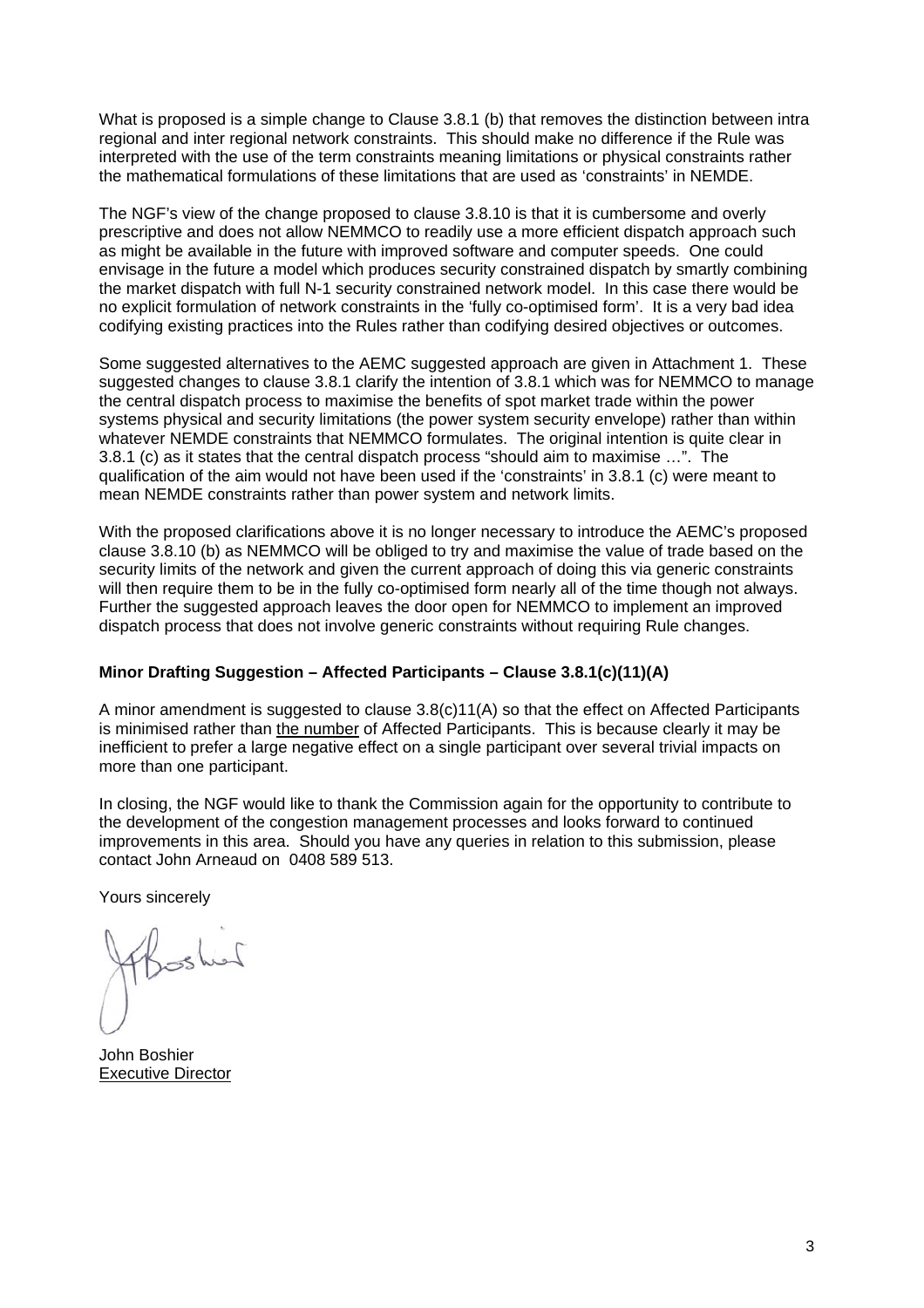What is proposed is a simple change to Clause 3.8.1 (b) that removes the distinction between intra regional and inter regional network constraints. This should make no difference if the Rule was interpreted with the use of the term constraints meaning limitations or physical constraints rather the mathematical formulations of these limitations that are used as 'constraints' in NEMDE.

The NGF's view of the change proposed to clause 3.8.10 is that it is cumbersome and overly prescriptive and does not allow NEMMCO to readily use a more efficient dispatch approach such as might be available in the future with improved software and computer speeds. One could envisage in the future a model which produces security constrained dispatch by smartly combining the market dispatch with full N-1 security constrained network model. In this case there would be no explicit formulation of network constraints in the 'fully co-optimised form'. It is a very bad idea codifying existing practices into the Rules rather than codifying desired objectives or outcomes.

Some suggested alternatives to the AEMC suggested approach are given in Attachment 1. These suggested changes to clause 3.8.1 clarify the intention of 3.8.1 which was for NEMMCO to manage the central dispatch process to maximise the benefits of spot market trade within the power systems physical and security limitations (the power system security envelope) rather than within whatever NEMDE constraints that NEMMCO formulates. The original intention is quite clear in 3.8.1 (c) as it states that the central dispatch process "should aim to maximise …". The qualification of the aim would not have been used if the 'constraints' in 3.8.1 (c) were meant to mean NEMDE constraints rather than power system and network limits.

With the proposed clarifications above it is no longer necessary to introduce the AEMC's proposed clause 3.8.10 (b) as NEMMCO will be obliged to try and maximise the value of trade based on the security limits of the network and given the current approach of doing this via generic constraints will then require them to be in the fully co-optimised form nearly all of the time though not always. Further the suggested approach leaves the door open for NEMMCO to implement an improved dispatch process that does not involve generic constraints without requiring Rule changes.

**Minor Drafting Suggestion – Affected Participants – Clause 3.8.1(c)(11)(A)**

A minor amendment is suggested to clause 3.8(c)11(A) so that the effect on Affected Participants is minimised rather than <u>the number</u> of Affected Participants. This is because clearly it may be inefficient to prefer a large negative effect on a single participant over several trivial impacts on more than one participant.

In closing, the NGF would like to thank the Commission again for the opportunity to contribute to the development of the congestion management processes and looks forward to continued improvements in this area. Should you have any queries in relation to this submission, please contact John Arneaud on 0408 589 513.

Yours sincerely

John Boshier
<u>Executive Director</u>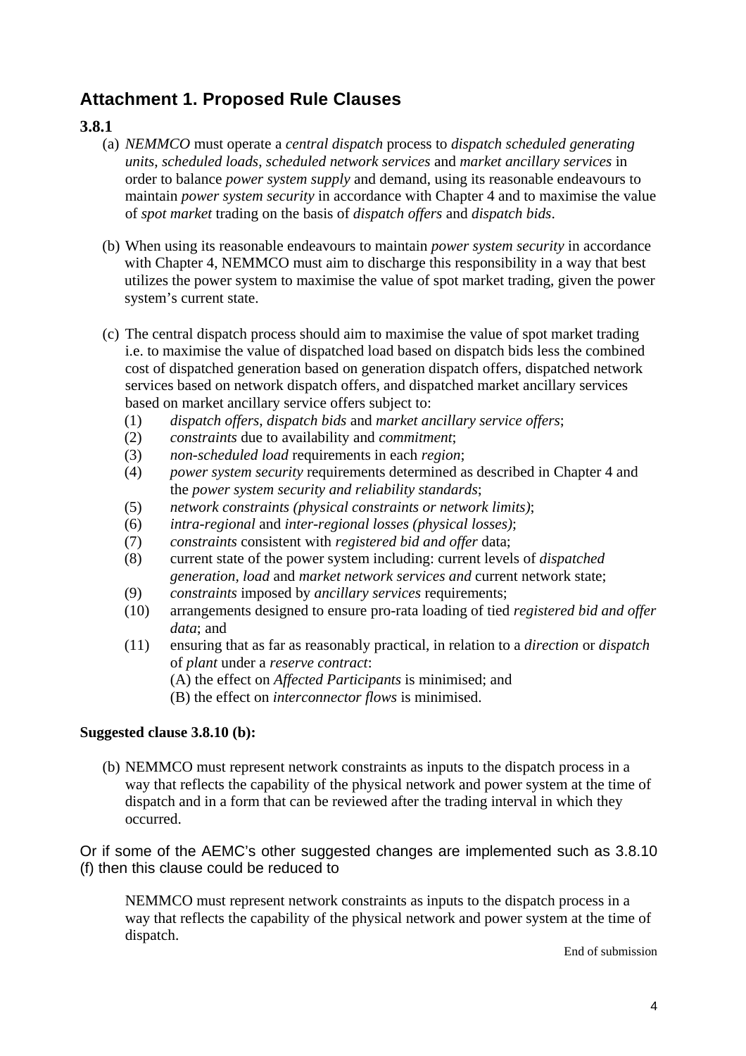## Attachment 1. Proposed Rule Clauses

### 3.8.1

(a) *NEMMCO* must operate a *central dispatch* process to *dispatch scheduled generating units*, *scheduled loads*, *scheduled network services* and *market ancillary services* in order to balance *power system supply* and demand, using its reasonable endeavours to maintain *power system security* in accordance with Chapter 4 and to maximise the value of *spot market* trading on the basis of *dispatch offers* and *dispatch bids*.

(b) When using its reasonable endeavours to maintain *power system security* in accordance with Chapter 4, NEMMCO must aim to discharge this responsibility in a way that best utilizes the power system to maximise the value of spot market trading, given the power system's current state.

(c) The central dispatch process should aim to maximise the value of spot market trading i.e. to maximise the value of dispatched load based on dispatch bids less the combined cost of dispatched generation based on generation dispatch offers, dispatched network services based on network dispatch offers, and dispatched market ancillary services based on market ancillary service offers subject to:

(1) *dispatch offers*, *dispatch bids* and *market ancillary service offers*;
(2) *constraints* due to availability and *commitment*;
(3) *non-scheduled load* requirements in each *region*;
(4) *power system security* requirements determined as described in Chapter 4 and the *power system security and reliability standards*;
(5) *network constraints (physical constraints or network limits)*;
(6) *intra-regional* and *inter-regional losses (physical losses)*;
(7) *constraints* consistent with *registered bid and offer* data;
(8) current state of the power system including: current levels of *dispatched generation*, *load* and *market network services and* current network state;
(9) *constraints* imposed by *ancillary services* requirements;
(10) arrangements designed to ensure pro-rata loading of tied *registered bid and offer data*; and
(11) ensuring that as far as reasonably practical, in relation to a *direction* or *dispatch* of *plant* under a *reserve contract*:
(A) the effect on *Affected Participants* is minimised; and
(B) the effect on *interconnector flows* is minimised.

**Suggested clause 3.8.10 (b):**

(b) NEMMCO must represent network constraints as inputs to the dispatch process in a way that reflects the capability of the physical network and power system at the time of dispatch and in a form that can be reviewed after the trading interval in which they occurred.

Or if some of the AEMC's other suggested changes are implemented such as 3.8.10 (f) then this clause could be reduced to

NEMMCO must represent network constraints as inputs to the dispatch process in a way that reflects the capability of the physical network and power system at the time of dispatch.

End of submission